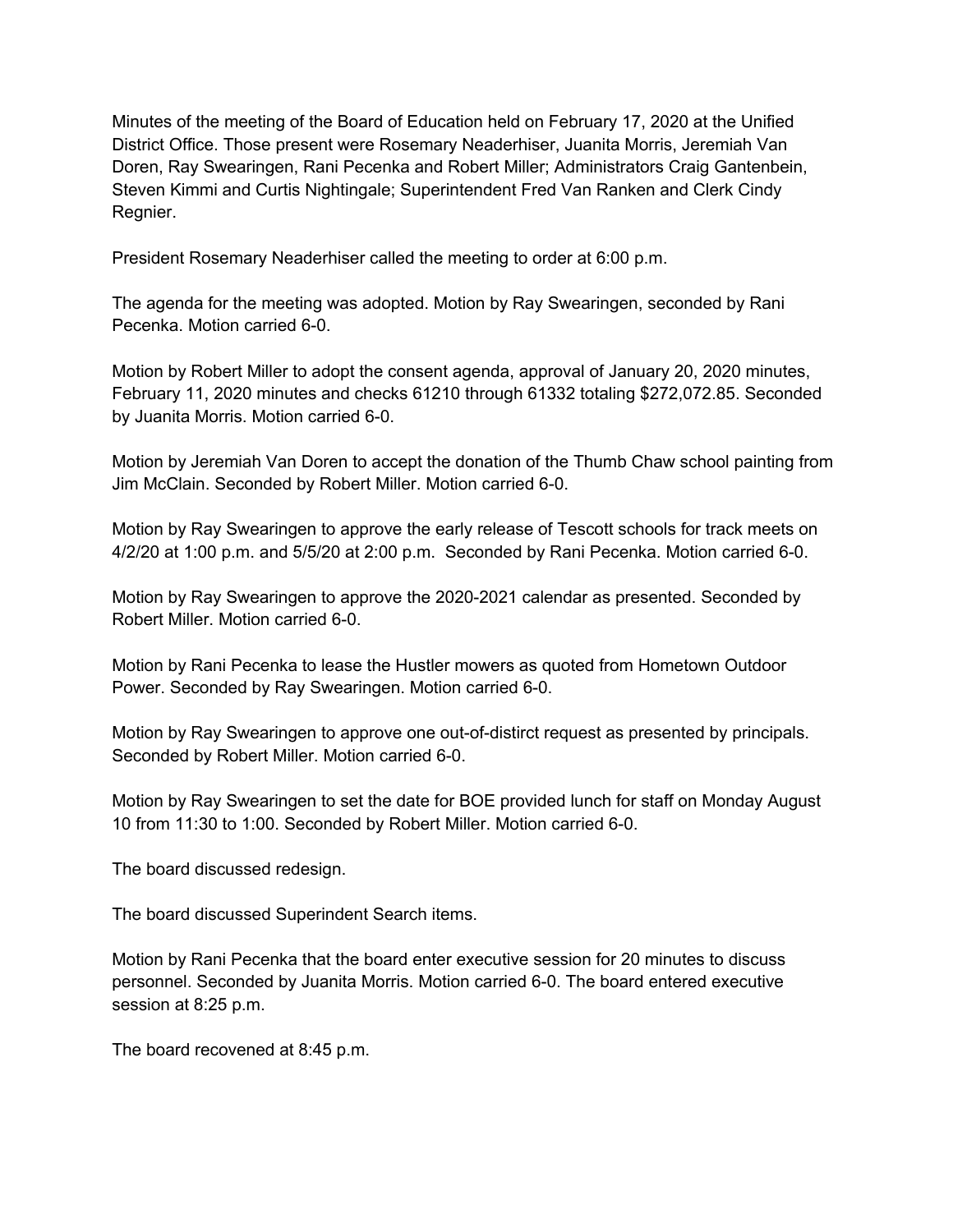Minutes of the meeting of the Board of Education held on February 17, 2020 at the Unified District Office. Those present were Rosemary Neaderhiser, Juanita Morris, Jeremiah Van Doren, Ray Swearingen, Rani Pecenka and Robert Miller; Administrators Craig Gantenbein, Steven Kimmi and Curtis Nightingale; Superintendent Fred Van Ranken and Clerk Cindy Regnier.

President Rosemary Neaderhiser called the meeting to order at 6:00 p.m.

The agenda for the meeting was adopted. Motion by Ray Swearingen, seconded by Rani Pecenka. Motion carried 6-0.

Motion by Robert Miller to adopt the consent agenda, approval of January 20, 2020 minutes, February 11, 2020 minutes and checks 61210 through 61332 totaling $272,072.85. Seconded by Juanita Morris. Motion carried 6-0.

Motion by Jeremiah Van Doren to accept the donation of the Thumb Chaw school painting from Jim McClain. Seconded by Robert Miller. Motion carried 6-0.

Motion by Ray Swearingen to approve the early release of Tescott schools for track meets on 4/2/20 at 1:00 p.m. and 5/5/20 at 2:00 p.m. Seconded by Rani Pecenka. Motion carried 6-0.

Motion by Ray Swearingen to approve the 2020-2021 calendar as presented. Seconded by Robert Miller. Motion carried 6-0.

Motion by Rani Pecenka to lease the Hustler mowers as quoted from Hometown Outdoor Power. Seconded by Ray Swearingen. Motion carried 6-0.

Motion by Ray Swearingen to approve one out-of-distirct request as presented by principals. Seconded by Robert Miller. Motion carried 6-0.

Motion by Ray Swearingen to set the date for BOE provided lunch for staff on Monday August 10 from 11:30 to 1:00. Seconded by Robert Miller. Motion carried 6-0.

The board discussed redesign.

The board discussed Superindent Search items.

Motion by Rani Pecenka that the board enter executive session for 20 minutes to discuss personnel. Seconded by Juanita Morris. Motion carried 6-0. The board entered executive session at 8:25 p.m.

The board recovened at 8:45 p.m.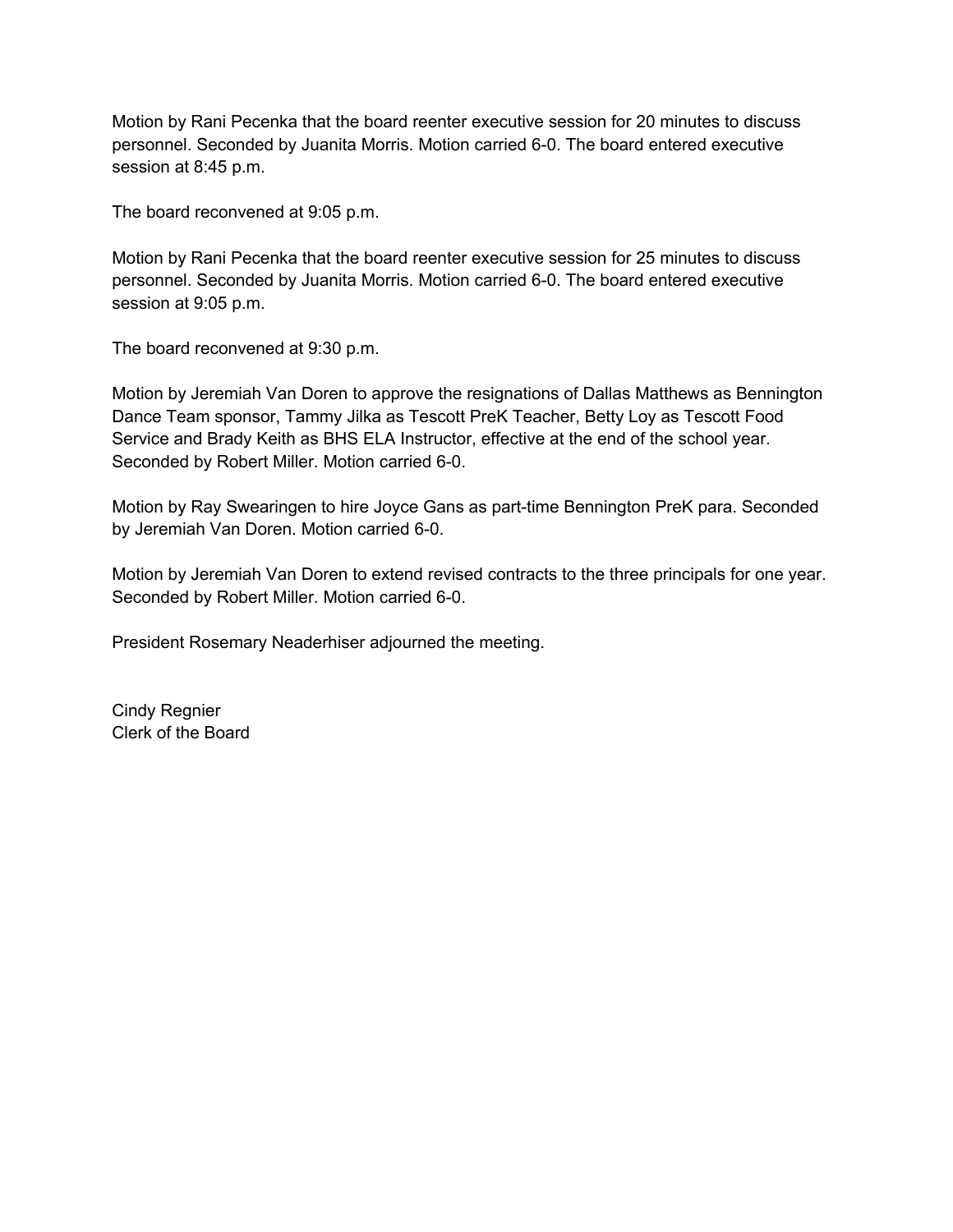Motion by Rani Pecenka that the board reenter executive session for 20 minutes to discuss personnel. Seconded by Juanita Morris. Motion carried 6-0. The board entered executive session at 8:45 p.m.

The board reconvened at 9:05 p.m.

Motion by Rani Pecenka that the board reenter executive session for 25 minutes to discuss personnel. Seconded by Juanita Morris. Motion carried 6-0. The board entered executive session at 9:05 p.m.

The board reconvened at 9:30 p.m.

Motion by Jeremiah Van Doren to approve the resignations of Dallas Matthews as Bennington Dance Team sponsor, Tammy Jilka as Tescott PreK Teacher, Betty Loy as Tescott Food Service and Brady Keith as BHS ELA Instructor, effective at the end of the school year. Seconded by Robert Miller. Motion carried 6-0.

Motion by Ray Swearingen to hire Joyce Gans as part-time Bennington PreK para. Seconded by Jeremiah Van Doren. Motion carried 6-0.

Motion by Jeremiah Van Doren to extend revised contracts to the three principals for one year. Seconded by Robert Miller. Motion carried 6-0.

President Rosemary Neaderhiser adjourned the meeting.

Cindy Regnier
Clerk of the Board